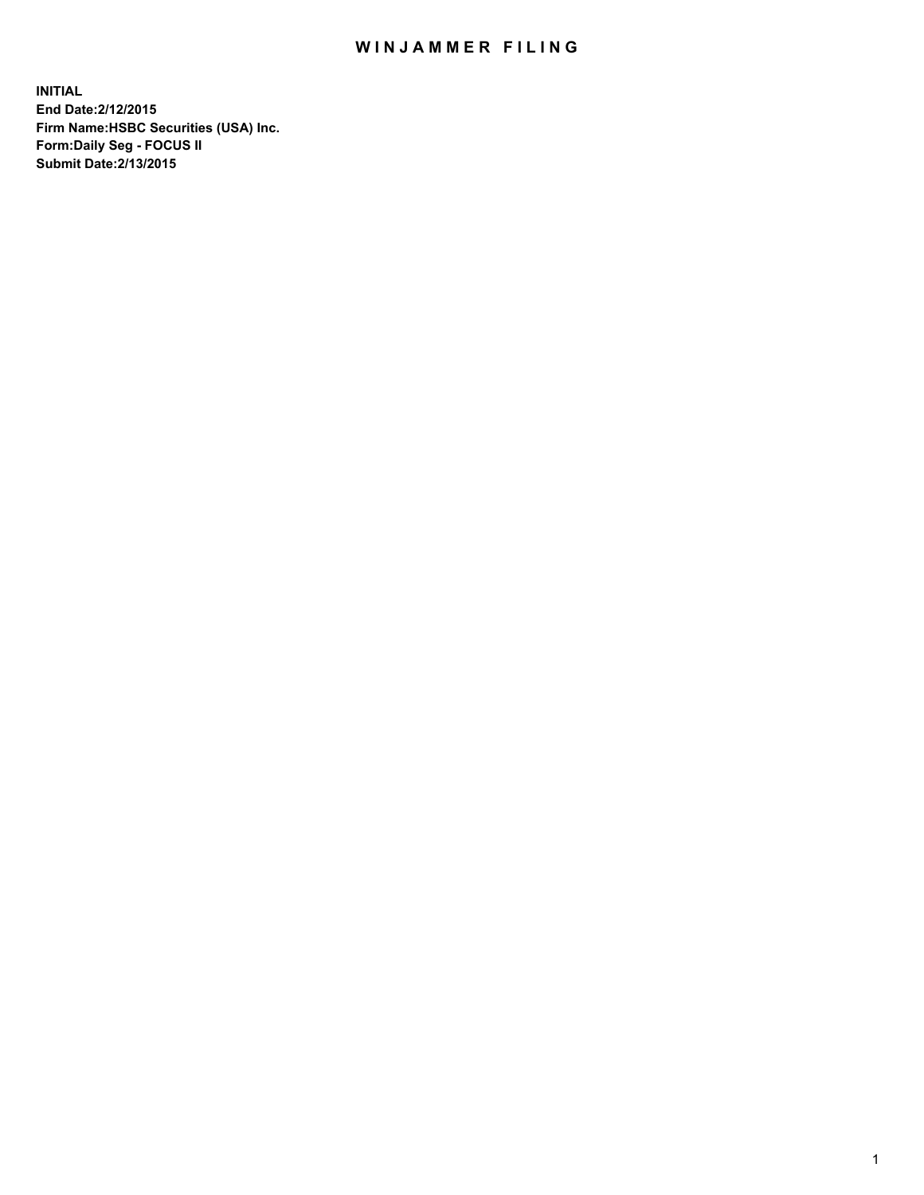# WINJAMMER FILING

**INITIAL**
**End Date:2/12/2015**
**Firm Name:HSBC Securities (USA) Inc.**
**Form:Daily Seg - FOCUS II**
**Submit Date:2/13/2015**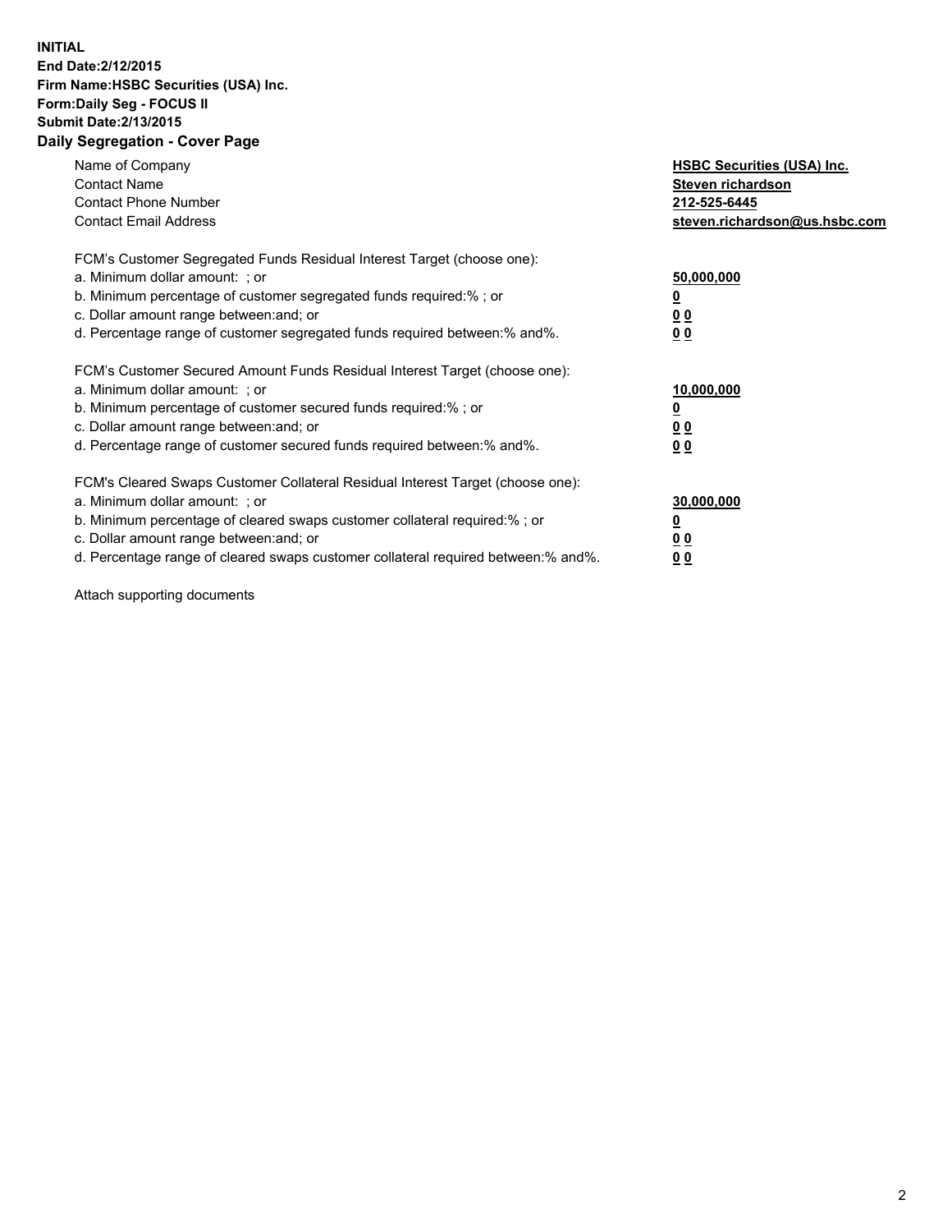**INITIAL**
**End Date:2/12/2015**
**Firm Name:HSBC Securities (USA) Inc.**
**Form:Daily Seg - FOCUS II**
**Submit Date:2/13/2015**

## Daily Segregation - Cover Page

| | |
|---|---|
| Name of Company | **HSBC Securities (USA) Inc.** |
| Contact Name | **Steven richardson** |
| Contact Phone Number | **212-525-6445** |
| Contact Email Address | **steven.richardson@us.hsbc.com** |

FCM's Customer Segregated Funds Residual Interest Target (choose one):

| | |
|---|---|
| a. Minimum dollar amount: ; or | **50,000,000** |
| b. Minimum percentage of customer segregated funds required:% ; or | **0** |
| c. Dollar amount range between:and; or | **0 0** |
| d. Percentage range of customer segregated funds required between:% and%. | **0 0** |

FCM's Customer Secured Amount Funds Residual Interest Target (choose one):

| | |
|---|---|
| a. Minimum dollar amount: ; or | **10,000,000** |
| b. Minimum percentage of customer secured funds required:% ; or | **0** |
| c. Dollar amount range between:and; or | **0 0** |
| d. Percentage range of customer secured funds required between:% and%. | **0 0** |

FCM's Cleared Swaps Customer Collateral Residual Interest Target (choose one):

| | |
|---|---|
| a. Minimum dollar amount: ; or | **30,000,000** |
| b. Minimum percentage of cleared swaps customer collateral required:% ; or | **0** |
| c. Dollar amount range between:and; or | **0 0** |
| d. Percentage range of cleared swaps customer collateral required between:% and%. | **0 0** |

Attach supporting documents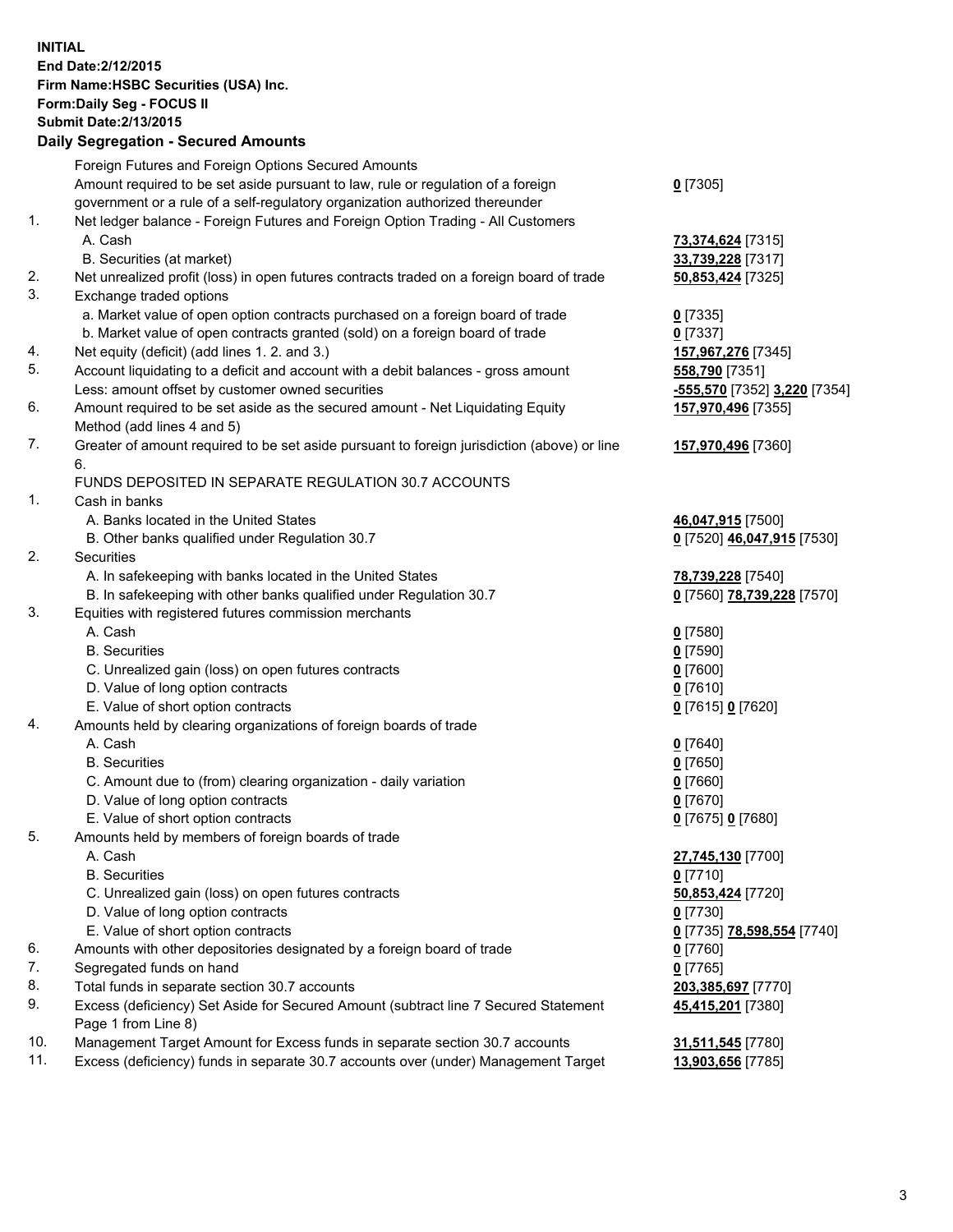**INITIAL**
**End Date:2/12/2015**
**Firm Name:HSBC Securities (USA) Inc.**
**Form:Daily Seg - FOCUS II**
**Submit Date:2/13/2015**

**Daily Segregation - Secured Amounts**

| | | |
|---|---|---|
| | Foreign Futures and Foreign Options Secured Amounts | |
| | Amount required to be set aside pursuant to law, rule or regulation of a foreign government or a rule of a self-regulatory organization authorized thereunder | **0** [7305] |
| 1. | Net ledger balance - Foreign Futures and Foreign Option Trading - All Customers | |
| | A. Cash | **73,374,624** [7315] |
| | B. Securities (at market) | **33,739,228** [7317] |
| 2. | Net unrealized profit (loss) in open futures contracts traded on a foreign board of trade | **50,853,424** [7325] |
| 3. | Exchange traded options | |
| | a. Market value of open option contracts purchased on a foreign board of trade | **0** [7335] |
| | b. Market value of open contracts granted (sold) on a foreign board of trade | **0** [7337] |
| 4. | Net equity (deficit) (add lines 1. 2. and 3.) | **157,967,276** [7345] |
| 5. | Account liquidating to a deficit and account with a debit balances - gross amount | **558,790** [7351] |
| | Less: amount offset by customer owned securities | **-555,570** [7352] **3,220** [7354] |
| 6. | Amount required to be set aside as the secured amount - Net Liquidating Equity Method (add lines 4 and 5) | **157,970,496** [7355] |
| 7. | Greater of amount required to be set aside pursuant to foreign jurisdiction (above) or line 6. | **157,970,496** [7360] |
| | FUNDS DEPOSITED IN SEPARATE REGULATION 30.7 ACCOUNTS | |
| 1. | Cash in banks | |
| | A. Banks located in the United States | **46,047,915** [7500] |
| | B. Other banks qualified under Regulation 30.7 | **0** [7520] **46,047,915** [7530] |
| 2. | Securities | |
| | A. In safekeeping with banks located in the United States | **78,739,228** [7540] |
| | B. In safekeeping with other banks qualified under Regulation 30.7 | **0** [7560] **78,739,228** [7570] |
| 3. | Equities with registered futures commission merchants | |
| | A. Cash | **0** [7580] |
| | B. Securities | **0** [7590] |
| | C. Unrealized gain (loss) on open futures contracts | **0** [7600] |
| | D. Value of long option contracts | **0** [7610] |
| | E. Value of short option contracts | **0** [7615] **0** [7620] |
| 4. | Amounts held by clearing organizations of foreign boards of trade | |
| | A. Cash | **0** [7640] |
| | B. Securities | **0** [7650] |
| | C. Amount due to (from) clearing organization - daily variation | **0** [7660] |
| | D. Value of long option contracts | **0** [7670] |
| | E. Value of short option contracts | **0** [7675] **0** [7680] |
| 5. | Amounts held by members of foreign boards of trade | |
| | A. Cash | **27,745,130** [7700] |
| | B. Securities | **0** [7710] |
| | C. Unrealized gain (loss) on open futures contracts | **50,853,424** [7720] |
| | D. Value of long option contracts | **0** [7730] |
| | E. Value of short option contracts | **0** [7735] **78,598,554** [7740] |
| 6. | Amounts with other depositories designated by a foreign board of trade | **0** [7760] |
| 7. | Segregated funds on hand | **0** [7765] |
| 8. | Total funds in separate section 30.7 accounts | **203,385,697** [7770] |
| 9. | Excess (deficiency) Set Aside for Secured Amount (subtract line 7 Secured Statement Page 1 from Line 8) | **45,415,201** [7380] |
| 10. | Management Target Amount for Excess funds in separate section 30.7 accounts | **31,511,545** [7780] |
| 11. | Excess (deficiency) funds in separate 30.7 accounts over (under) Management Target | **13,903,656** [7785] |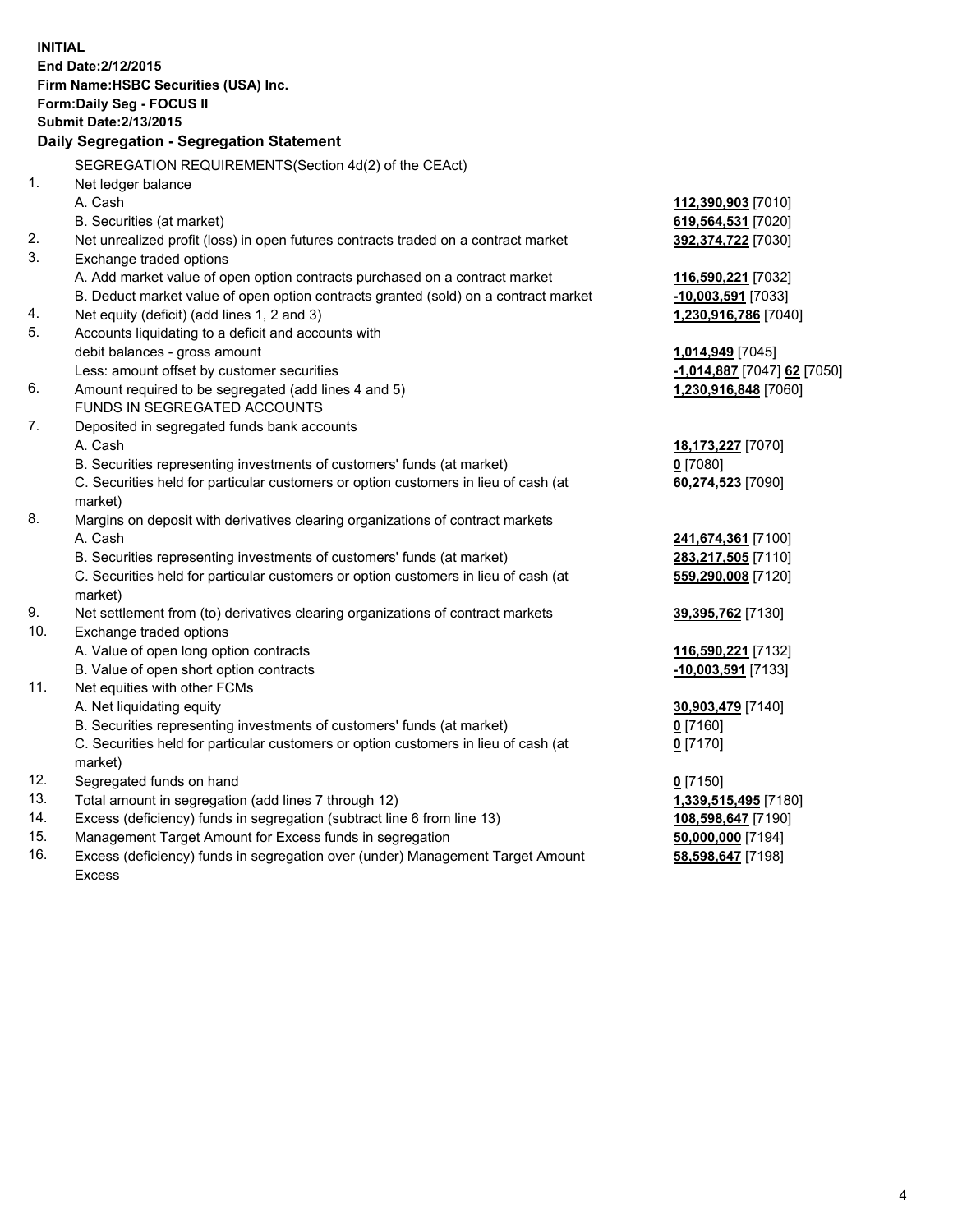**INITIAL**
**End Date:2/12/2015**
**Firm Name:HSBC Securities (USA) Inc.**
**Form:Daily Seg - FOCUS II**
**Submit Date:2/13/2015**

**Daily Segregation - Segregation Statement**

| | | |
|---|---|---|
| | SEGREGATION REQUIREMENTS(Section 4d(2) of the CEAct) | |
| 1. | Net ledger balance | |
| | A. Cash | 112,390,903 [7010] |
| | B. Securities (at market) | 619,564,531 [7020] |
| 2. | Net unrealized profit (loss) in open futures contracts traded on a contract market | 392,374,722 [7030] |
| 3. | Exchange traded options | |
| | A. Add market value of open option contracts purchased on a contract market | 116,590,221 [7032] |
| | B. Deduct market value of open option contracts granted (sold) on a contract market | -10,003,591 [7033] |
| 4. | Net equity (deficit) (add lines 1, 2 and 3) | 1,230,916,786 [7040] |
| 5. | Accounts liquidating to a deficit and accounts with | |
| | debit balances - gross amount | 1,014,949 [7045] |
| | Less: amount offset by customer securities | -1,014,887 [7047] 62 [7050] |
| 6. | Amount required to be segregated (add lines 4 and 5) | 1,230,916,848 [7060] |
| | FUNDS IN SEGREGATED ACCOUNTS | |
| 7. | Deposited in segregated funds bank accounts | |
| | A. Cash | 18,173,227 [7070] |
| | B. Securities representing investments of customers' funds (at market) | 0 [7080] |
| | C. Securities held for particular customers or option customers in lieu of cash (at market) | 60,274,523 [7090] |
| 8. | Margins on deposit with derivatives clearing organizations of contract markets | |
| | A. Cash | 241,674,361 [7100] |
| | B. Securities representing investments of customers' funds (at market) | 283,217,505 [7110] |
| | C. Securities held for particular customers or option customers in lieu of cash (at market) | 559,290,008 [7120] |
| 9. | Net settlement from (to) derivatives clearing organizations of contract markets | 39,395,762 [7130] |
| 10. | Exchange traded options | |
| | A. Value of open long option contracts | 116,590,221 [7132] |
| | B. Value of open short option contracts | -10,003,591 [7133] |
| 11. | Net equities with other FCMs | |
| | A. Net liquidating equity | 30,903,479 [7140] |
| | B. Securities representing investments of customers' funds (at market) | 0 [7160] |
| | C. Securities held for particular customers or option customers in lieu of cash (at market) | 0 [7170] |
| 12. | Segregated funds on hand | 0 [7150] |
| 13. | Total amount in segregation (add lines 7 through 12) | 1,339,515,495 [7180] |
| 14. | Excess (deficiency) funds in segregation (subtract line 6 from line 13) | 108,598,647 [7190] |
| 15. | Management Target Amount for Excess funds in segregation | 50,000,000 [7194] |
| 16. | Excess (deficiency) funds in segregation over (under) Management Target Amount Excess | 58,598,647 [7198] |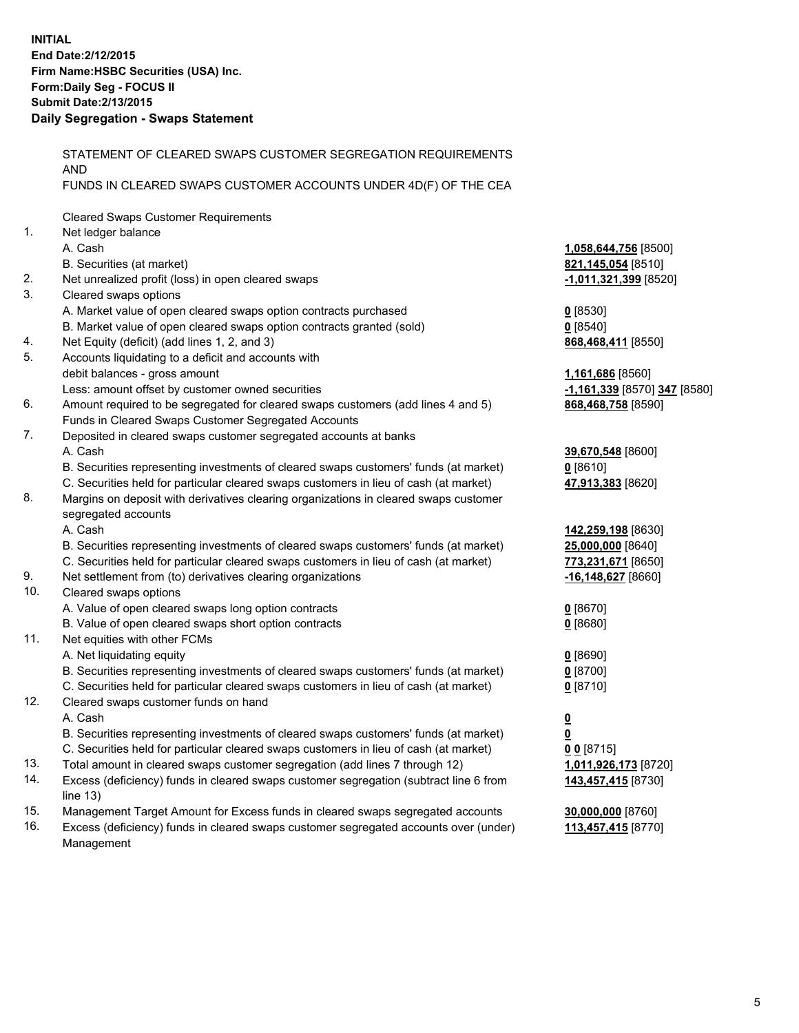**INITIAL**
**End Date:2/12/2015**
**Firm Name:HSBC Securities (USA) Inc.**
**Form:Daily Seg - FOCUS II**
**Submit Date:2/13/2015**
**Daily Segregation - Swaps Statement**

STATEMENT OF CLEARED SWAPS CUSTOMER SEGREGATION REQUIREMENTS AND FUNDS IN CLEARED SWAPS CUSTOMER ACCOUNTS UNDER 4D(F) OF THE CEA

| | | |
|---|---|---|
| | Cleared Swaps Customer Requirements | |
| 1. | Net ledger balance | |
| | A. Cash | **1,058,644,756** [8500] |
| | B. Securities (at market) | **821,145,054** [8510] |
| 2. | Net unrealized profit (loss) in open cleared swaps | **-1,011,321,399** [8520] |
| 3. | Cleared swaps options | |
| | A. Market value of open cleared swaps option contracts purchased | **0** [8530] |
| | B. Market value of open cleared swaps option contracts granted (sold) | **0** [8540] |
| 4. | Net Equity (deficit) (add lines 1, 2, and 3) | **868,468,411** [8550] |
| 5. | Accounts liquidating to a deficit and accounts with debit balances - gross amount | **1,161,686** [8560] |
| | Less: amount offset by customer owned securities | **-1,161,339** [8570] **347** [8580] |
| 6. | Amount required to be segregated for cleared swaps customers (add lines 4 and 5) | **868,468,758** [8590] |
| | Funds in Cleared Swaps Customer Segregated Accounts | |
| 7. | Deposited in cleared swaps customer segregated accounts at banks | |
| | A. Cash | **39,670,548** [8600] |
| | B. Securities representing investments of cleared swaps customers' funds (at market) | **0** [8610] |
| | C. Securities held for particular cleared swaps customers in lieu of cash (at market) | **47,913,383** [8620] |
| 8. | Margins on deposit with derivatives clearing organizations in cleared swaps customer segregated accounts | |
| | A. Cash | **142,259,198** [8630] |
| | B. Securities representing investments of cleared swaps customers' funds (at market) | **25,000,000** [8640] |
| | C. Securities held for particular cleared swaps customers in lieu of cash (at market) | **773,231,671** [8650] |
| 9. | Net settlement from (to) derivatives clearing organizations | **-16,148,627** [8660] |
| 10. | Cleared swaps options | |
| | A. Value of open cleared swaps long option contracts | **0** [8670] |
| | B. Value of open cleared swaps short option contracts | **0** [8680] |
| 11. | Net equities with other FCMs | |
| | A. Net liquidating equity | **0** [8690] |
| | B. Securities representing investments of cleared swaps customers' funds (at market) | **0** [8700] |
| | C. Securities held for particular cleared swaps customers in lieu of cash (at market) | **0** [8710] |
| 12. | Cleared swaps customer funds on hand | |
| | A. Cash | **0** |
| | B. Securities representing investments of cleared swaps customers' funds (at market) | **0** |
| | C. Securities held for particular cleared swaps customers in lieu of cash (at market) | **0** **0** [8715] |
| 13. | Total amount in cleared swaps customer segregation (add lines 7 through 12) | **1,011,926,173** [8720] |
| 14. | Excess (deficiency) funds in cleared swaps customer segregation (subtract line 6 from line 13) | **143,457,415** [8730] |
| 15. | Management Target Amount for Excess funds in cleared swaps segregated accounts | **30,000,000** [8760] |
| 16. | Excess (deficiency) funds in cleared swaps customer segregated accounts over (under) Management | **113,457,415** [8770] |